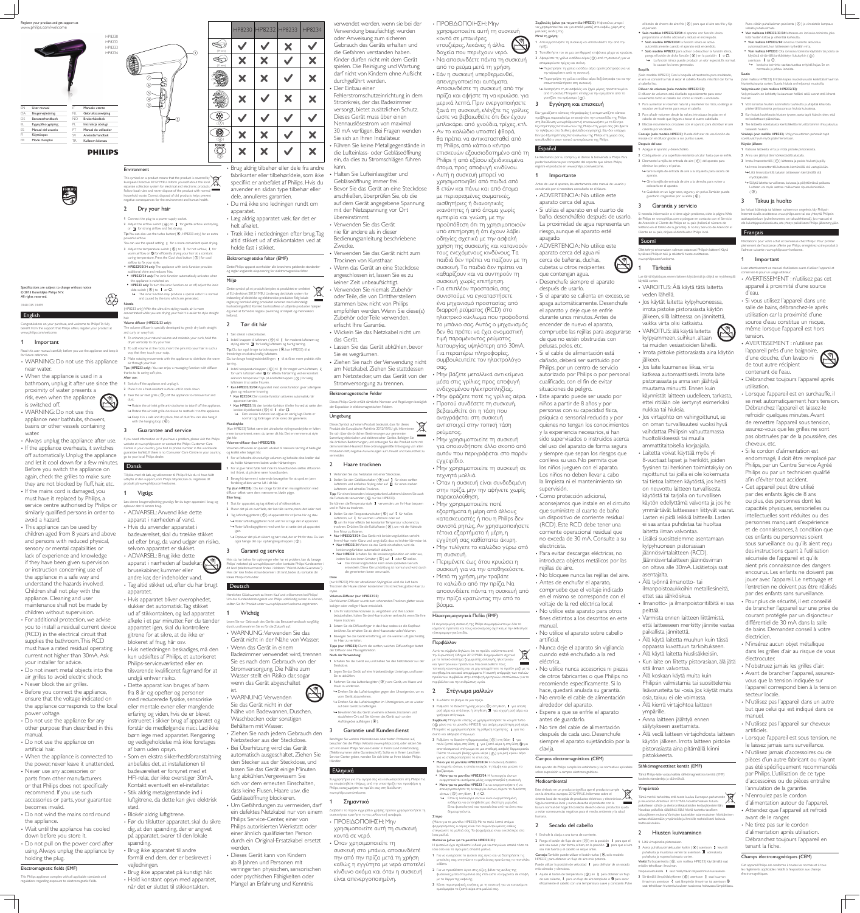Register your product and get support at
www.philips.com/welcome

HP8230
HP8232
HP8233
HP8234

| EN | User manual |
|---|---|
| DA | Brugervejledning |
| DE | Benutzerhandbuch |
| EL | Εγχειρίδιο χρήσης |
| ES | Manual del usuario |
| FI | Käyttöopas |
| FR | Mode d'emploi |
| IT | Manuale utente |
| NL | Gebruiksaanwijzing |
| NO | Brukerhåndbok |
| PL | Instrukcja obsługi |
| PT | Manual do utilizador |
| SV | Användarhandbok |
| TR | Kullanım kılavuzu |

PHILIPS

| | HP8230 | HP8232 | HP8233 | HP8234 |
|---|---|---|---|---|
| | ✓ | ✓ | ✓ | ✓ |
| | ✓ | ✓ | ✓ | ✓ |
| | ✓ | ✓ | ✓ | ✓ |
| | ✕ | ✓ | ✕ | ✓ |
| | ✕ | ✓ | ✓ | ✓ |
| | ✕ | ✕ | ✓ | ✕ |
| IONIC | ✕ | ✕ | ✕ | ✓ |

Specifications are subject to change without notice
© 2015 Koninklijke Philips N.V.
All rights reserved.

3140 035 31495

## English

Congratulations on your purchase, and welcome to Philips! To fully benefit from the support that Philips offers, register your product at www.philips.com/welcome.

### 1 Important

Read this user manual carefully before you use the appliance and keep it for future reference.

- WARNING: Do not use this appliance near water.
- When the appliance is used in a bathroom, unplug it after use since the proximity of water presents a risk, even when the appliance is switched off.
- WARNING: Do not use this appliance near bathtubs, showers, basins or other vessels containing water.
- Always unplug the appliance after use.
- If the appliance overheats, it switches off automatically. Unplug the appliance and let it cool down for a few minutes. Before you switch the appliance on again, check the grilles to make sure they are not blocked by fluff, hair, etc.
- If the mains cord is damaged, you must have it replaced by Philips, a service centre authorised by Philips or similarly qualified persons in order to avoid a hazard.
- This appliance can be used by children aged from 8 years and above and persons with reduced physical, sensory or mental capabilities or lack of experience and knowledge if they have been given supervision or instruction concerning use of the appliance in a safe way and understand the hazards involved. Children shall not play with the appliance. Cleaning and user maintenance shall not be made by children without supervision.
- For additional protection, we advise you to install a residual current device (RCD) in the electrical circuit that supplies the bathroom. This RCD must have a rated residual operating current not higher than 30mA. Ask your installer for advice.
- Do not insert metal objects into the air grilles to avoid electric shock.
- Never block the air grilles.
- Before you connect the appliance, ensure that the voltage indicated on the appliance corresponds to the local power voltage.
- Do not use the appliance for any other purpose than described in this manual.
- Do not use the appliance on artificial hair.
- When the appliance is connected to the power, never leave it unattended.
- Never use any accessories or parts from other manufacturers or that Philips does not specifically recommend. If you use such accessories or parts, your guarantee becomes invalid.
- Do not wind the mains cord round the appliance.
- Wait until the appliance has cooled down before you store it.
- Do not pull on the power cord after using. Always unplug the appliance by holding the plug.

#### Electromagnetic fields (EMF)

This Philips appliance complies with all applicable standards and regulations regarding exposure to electromagnetic fields.

#### Environment

This symbol on a product means that the product is covered by European Directive 2012/19/EU. Inform yourself about the local separate collection system for electrical and electronic products. Follow local rules and never dispose of the product with normal household waste. Correct disposal of old products helps prevent negative consequences for the environment and human health.

### 2 Dry your hair

1 Connect the plug to a power supply socket.
2 Adjust the airflow switch ( ) to for gentle airflow and styling, or for strong airflow and fast drying.
Tip: You can also use the turbo button ( , HP8233 only) for an extra powerful airflow.
You can use the speed setting for a more convenient quiet drying.
3 Adjust the temperature switch ( ) to for hot airflow, for warm airflow or for efficiently drying your hair at a constant caring temperature. Press the Cool shot button ( ) for cool airflow to fix your style.
- HP8232/33/34 only: The appliance with ionic function provides additional shine and reduces frizz.
  - HP8234 only: The ionic function automatically activates when the appliance is switched on.
  - HP8233 only: To turn the ionic function on or off, adjust the ionic slide switch ( ) to I or O.
  - The ionic function may produce a special odor. It is normal and caused by the ions which are generated.

Nozzle
(HP8232 only) With the ultra slim styling nozzle, air is more concentrated while you are drying your hair. It is easier to style straight hair.

Volume diffuser (HP8232/33 only):
The volume diffuser is specially developed to gently dry both straight and curly or wavy hair.
1 To enhance your natural volume and maintain your curls, hold the dryer vertically to dry your hair.
2 To add volume at the roots, insert the pins into your hair in such a way that they touch your scalp.
3 Make rotating movements with the appliance to distribute the warm air through your hair.
Tips (HP8233 only): You can enjoy a massaging function with diffuser thanks to its swing soft pins.

After use:
1 Switch off the appliance and unplug it.
2 Place it on a heat-resistant surface until it cool down.
3 Take the air inlet grille ( ) off of the appliance to remove hair and dust.
   - Rotate the air inlet grille anti-clockwise to take it off the appliance.
   - Rotate the air inlet grille clockwise to reattach it to the appliance.
4 Keep it in a safe and dry place, free of dust. You can also hang it with the hanging loop ( ).

### 3 Guarantee and service

If you need information or if you have a problem, please visit the Philips website at www.philips.com or contact the Philips Customer Care Centre in your country (you find its phone number in the worldwide guarantee leaflet). If there is no Consumer Care Centre in your country, go to your local Philips dealer.

## Dansk

Tillykke med dit køb, og velkommen til Philips! Hvis du vil have fuldt udbytte af den support, som Philips tilbyder, kan du registrere dit produkt på www.philips.com/welcome.

### 1 Vigtigt

Læs denne brugervejledning grundigt, før du tager apparatet i brug, og opbevar den til senere brug.

- ADVARSEL: Anvend ikke dette apparat i nærheden af vand.
- Hvis du anvender apparatet i badeværelset, skal du trække stikket ud efter brug, da vand udgør en risiko, selvom apparatet er slukket.
- ADVARSEL: Brug ikke dette apparat i nærheden af badekar, brusekabiner, kummer eller andre kar, der indeholder vand.
- Tag altid stikket ud, efter du har brugt apparatet.
- Hvis apparatet bliver overophedet, slukker det automatisk. Tag stikket ud af stikkontakten, og lad apparatet afkøle i et par minutter. Før du tænder apparatet igen, skal du kontrollere gitrene for at sikre, at de ikke er blokeret af fnug, hår osv.
- Hvis netledningen beskadiges, må den kun udskiftes af Philips, et autoriseret Philips-serviceværksted eller en tilsvarende kvalificeret fagmand for at undgå enhver risiko.
- Dette apparat kan bruges af børn fra 8 år og opefter og personer med reducerede fysiske, sensoriske eller mentale evner eller manglende erfaring og viden, hvis de er blevet instrueret i sikker brug af apparatet og forstår de medfølgende risici. Lad ikke børn lege med apparatet. Rengøring og vedligeholdelse må ikke foretages af børn uden opsyn.
- Som en ekstra sikkerhedsforanstaltning anbefales det, at installationen til badeværelset er forsynet med et HFI-relæ, der ikke overstiger 30mA. Kontakt eventuelt en el-installatør.
- Stik aldrig metalgenstande ind i luftgitrene, da dette kan give elektrisk stød.
- Blokér aldrig luftgitrene.
- Før du tilslutter apparatet, skal du sikre dig, at den spænding, der er angivet på apparatet, svarer til den lokale spænding.
- Brug ikke apparatet til andre formål end dem, der er beskrevet i vejledningen.
- Brug ikke apparatet på kunstigt hår.
- Hold konstant opsyn med apparatet, når det er sluttet til stikkontakten.
- Brug aldrig tilbehør eller dele fra andre fabrikanter eller tilbehør/dele, som ikke specifikt er anbefalet af Philips. Hvis du anvender en sådan type tilbehør eller dele, annulleres garantien.
- Du må ikke vikle ledningen rundt om apparatet.
- Læg aldrig apparatet væk, før det er helt afkølet.
- Træk ikke i netledningen efter brug. Tag altid stikket ud af stikkontakten ved at holde fast i stikket.

#### Elektromagnetiske felter (EMF)

Dette Philips-apparat overholder alle branchens gældende standarder og regler angående eksponering for elektromagnetiske felter.

#### Miljø

Dette symbol på et produkt betyder, at produktet er omfattet af EU-direktivet 2012/19/EU. Undersøg det lokale system for indsamling af elektriske og elektroniske produkter. Følg lokale regler, og bortskaf aldrig produktet sammen med almindeligt husholdningsaffald. Korrekt bortskaffelse af udtjente produkter hjælper med at forhindre negativ påvirkning af miljøet og menneskers helbred.

### 2 Tør dit hår

1 Sæt stikket i stikkontakten.
2 Indstil knappen til luftstrøm ( ) til for moderat luftstrøm og styling eller til for kraftig luftstrøm og hurtig tørring.
Tip: Du kan også bruge turboknappen ( , kun HP8233) til at fremtrylle en ekstra kraftig luftstrøm.
Du kan bruge hastighedsindstillingen til at få en mere praktisk stille tørring.
3 Indstil temperaturknappen ( ) til for meget varm luftstrøm, for varm luftstrøm eller for effektiv hårtørring ved en konstant skånsom temperatur. Tryk på koldluftsknappen ( ) for kølig luftstrøm til at sætte frisuren.
- Kun HP8232/33/34: Apparatet med ionisk funktion giver yderligere glans og reducerer krusning.
  - Kun 8234: Den ioniske funktion aktiveres automatisk, når apparatet tændes.
  - Kun HP8233: Slå den ioniske funktion til eller fra ved at sætte den ioniske skydekontakt ( ) til I eller O.
  - Den ioniske funktion kan afgive en særlig lugt. Dette er normalt og skyldes de ioner, som dannes.

Mundstykke
(Kun HP8232) Takket være det ultraslanke stylingmundstykke er luften mere koncentreret, mens du tørrer dit hår. Det er nemmere at style glat hår.

Volumen-diffuser (kun HP8232/33):
Volumen-diffuseren er specielt udviklet til nænsom tørring af både glat og krøllet eller bølget hår.
1 For at forbedre din naturlige volumen og beholde dine krøller skal du holde hårtørreren lodret under din hårtørring.
2 For at give håret fylde helt inde fra hovedbunden sættes diffuseren ind i håret, så pindene rører hovedbunden.
3 Bevæg hårtørreren i roterende bevægelser for at sprede en jævn fordeling af den varme luft i dit hår.
Tip (kun HP8233): Du kan drage fordel af en massagefunktion med diffuser takket være dens bløde pinde.

Efter brug:
1 Sluk for apparatet, og tag stikket ud af stikkontakten.
2 Placer det på en overflade, der kan tåle varme, mens det køler ned.
3 Tag luftindtagsgitteret ( ) af apparatet for at fjerne hår og støv.
   - Roter luftindtagsgitteret mod uret for at tage det af apparatet.
   - Roter luftindtagsgitteret med uret for at sætte det på apparatet igen.
4 Opbevar det på et sikkert og tørt sted, der er frit for støv. Du kan også hænge det op i ophængningsstroppen ( ).

### 3 Garanti og service

Hvis du har behov for oplysninger eller har et problem, kan du besøge Philips' websted på www.philips.com eller kontakte Philips Kundecenter i dit land (telefonnummeret findes i folderen "World-Wide Guarantee"). Hvis der ikke findes et kundecenter i dit land, bedes du kontakte din lokale Philips-forhandler.

## Deutsch

Herzlichen Glückwunsch zu Ihrem Kauf und willkommen bei Philips! Um das Kundendienstangebot von Philips vollständig nutzen zu können, sollten Sie Ihr Produkt unter www.philips.com/welcome registrieren.

### 1 Wichtig

Lesen Sie vor Gebrauch des Geräts das Benutzerhandbuch sorgfältig durch, und bewahren Sie es für die Zukunft auf.

- WARNUNG: Verwenden Sie das Gerät nicht in der Nähe von Wasser.
- Wenn das Gerät in einem Badezimmer verwendet wird, trennen Sie es nach dem Gebrauch von der Stromversorgung. Die Nähe zum Wasser stellt ein Risiko dar, sogar wenn das Gerät abgeschaltet ist.
- WARNUNG: Verwenden Sie das Gerät nicht in der Nähe von Badewannen, Duschen, Waschbecken oder sonstigen Behältern mit Wasser.
- Ziehen Sie nach jedem Gebrauch den Netzstecker aus der Steckdose.
- Bei Überhitzung wird das Gerät automatisch ausgeschaltet. Ziehen Sie den Stecker aus der Steckdose, und lassen Sie das Gerät einige Minuten lang abkühlen. Vergewissern Sie sich vor dem erneuten Einschalten, dass keine Flusen, Haare usw. die Gebläseöffnung blockieren.
- Um Gefährdungen zu vermeiden, darf ein defektes Netzkabel nur von einem Philips Service-Center, einer von Philips autorisierten Werkstatt oder einer ähnlich qualifizierten Person durch ein Original-Ersatzkabel ersetzt werden.
- Dieses Gerät kann von Kindern ab 8 Jahren und Personen mit verringerten physischen, sensorischen oder psychischen Fähigkeiten oder Mangel an Erfahrung und Kenntnis verwendet werden, wenn sie bei der Verwendung beaufsichtigt wurden oder Anweisung zum sicheren Gebrauch des Geräts erhalten und die Gefahren verstanden haben. Kinder dürfen nicht mit dem Gerät spielen. Die Reinigung und Wartung darf nicht von Kindern ohne Aufsicht durchgeführt werden.
- Der Einbau einer Fehlerstromschutzeinrichtung in dem Stromkreis, der das Badezimmer versorgt, bietet zusätzlichen Schutz. Dieses Gerät muss über einen Nennauslösestrom von maximal 30 mA verfügen. Bei Fragen wenden Sie sich an Ihren Installateur.
- Führen Sie keine Metallgegenstände in die Luftein­lass- oder Gebläseöffnung ein, da dies zu Stromschlägen führen kann.
- Halten Sie Lufteinlassgitter und Gebläseöffnung immer frei.
- Bevor Sie das Gerät an eine Steckdose anschließen, überprüfen Sie, ob die auf dem Gerät angegebene Spannung mit der Netzspannung vor Ort übereinstimmt.
- Verwenden Sie das Gerät nie für andere als in dieser Bedienungsanleitung beschriebene Zwecke.
- Verwenden Sie das Gerät nicht zum Trocknen von Kunsthaar.
- Wenn das Gerät an eine Steckdose angeschlossen ist, lassen Sie es zu keiner Zeit unbeaufsichtigt.
- Verwenden Sie niemals Zubehör oder Teile, die von Drittherstellern stammen bzw. nicht von Philips empfohlen werden. Wenn Sie diese(s) Zubehör oder Teile verwenden, erlischt Ihre Garantie.
- Wickeln Sie das Netzkabel nicht um das Gerät.
- Lassen Sie das Gerät abkühlen, bevor Sie es wegräumen.
- Ziehen Sie nach der Verwendung nicht am Netzkabel. Ziehen Sie stattdessen am Netzstecker, um das Gerät von der Stromversorgung zu trennen.

#### Elektromagnetische Felder

Dieses Philips Gerät erfüllt sämtliche Normen und Regelungen bezüglich der Exposition in elektromagnetischen Feldern.

#### Umgebung

Dieses Symbol auf einem Produkt bedeutet, dass für dieses Produkt die Europäische Richtlinie 2012/19/EU gilt. Informieren Sie sich über das örtliche Entsorgungssystem für getrennte Sammlung elektrischer und elektronischer Geräte. Befolgen Sie die örtlichen Bestimmungen und entsorgen Sie das Produkt nicht mit dem normalen Hausmüll. Eine ordnungsgemäße Entsorgung von alten Produkten hilft, negative Auswirkungen auf Umwelt und Gesundheit zu vermeiden.

### 2 Haare trocknen

1 Verbinden Sie das Netzkabel mit einer Steckdose.
2 Stellen Sie den Gebläseschalter ( ) auf für einen sanften Luftstrom und zum Stylen oder auf für einen starken Luftstrom und schnelles Trocknen.
Tipp: Für einen besonders leistungsstarken Luftstrom können Sie auch die Turbotaste verwenden ( , nur HP8233).
Sie können die Temperaturstufe verwenden, um Ihr Haar bequem und in Ruhe zu trocknen.
3 Stellen Sie den Temperaturschalter ( ) auf für heißen Luftstrom, auf für warmen Luftstrom oder auf um Ihr Haar effektiv bei konstanter Temperatur schonend zu trocknen. Drücken Sie die Kaltlufttaste ( ) um mit der Kaltluft Ihre Frisur zu fixieren.
- Nur HP8232/33/34: Das Gerät mit Ionisierungsfunktion verleiht Ihrem Haar mehr Glanz und sorgt dafür, dass es leichter kämmbar ist.
  - Nur HP8234: Wenn Sie das Gerät einschalten, wird die Ionisierungsfunktion automatisch aktiviert.
  - Nur HP8233: Schalten Sie die Ionisierungsfunktion ein oder aus, indem Sie den Ionen-Schalter ( ) auf I oder O stellen.
  - Die Ionisierungsfunktion kann einen speziellen Geruch erzeugen. Diese Geruchsbildung ist normal und wird durch die generierten Ionen verursacht.

Düse
(nur HP8232) Mit der ultradünnen Stylingdüse wird die Luft beim Trocknen der Haare stärker konzentriert. Es ist leichter, glattes Haar zu stylen.

Volumen-Diffusor (nur HP8232/33):
Der Volumen-Diffusor wurde zum schonenden Trocknen glatter sowie lockiger oder welliger Haare entwickelt.
1 Um Ihr natürliches Volumen zu vergrößern und Ihre Locken beizubehalten, halten Sie den Haartrockner senkrecht, wenn Sie Ihre Haare trocknen.
2 Setzen Sie die Diffusorfinger in das Haar, sodass sie die Kopfhaut berühren. So erhalten Sie ab dem Haaransatz viel Volumen.
3 Bewegen Sie das Gerät kreisförmig, um die warme Luft gleichmäßig im Haar zu verteilen.
Tipps (nur HP8233): Durch die sanften, weichen Diffusorfinger bietet der Diffusor eine Massagefunktion.

Nach der Verwendung:
1 Schalten Sie das Gerät aus, und ziehen Sie den Netzstecker aus der Steckdose.
2 Legen Sie das Gerät auf eine hitzebeständige Unterlage, und lassen Sie es abkühlen.
3 Nehmen Sie das Lufteinlassgitter ( ) vom Gerät, um Haare und Staub zu entfernen.
   - Drehen Sie das Lufteinlassgitter gegen den Uhrzeigersinn, um es vom Gerät abzunehmen.
   - Drehen Sie das Lufteinlassgitter im Uhrzeigersinn, um es wieder auf dem Gerät zu befestigen.
4 Bewahren Sie das Gerät an einem sicheren trockenen und staubfreien Ort auf. Sie können das Gerät auch an der Aufhängeöse aufhängen ( ).

### 3 Garantie und Kundendienst

Benötigen Sie weitere Informationen oder treten Probleme auf, besuchen Sie die Philips Website (www.philips.com), oder setzen Sie sich mit einem Philips Service-Center in Ihrem Land in Verbindung (Telefonnummer siehe Garantieschrift). Sollte es in Ihrem Land kein Service-Center geben, wenden Sie sich bitte an Ihren lokalen Philips Händler.

## Ελληνικά

Συγχαρητήρια για την αγορά σας και καλωσορίσατε στη Philips! Για να επωφεληθείτε πλήρως από την υποστήριξη που προσφέρει η Philips, καταχωρήστε το προϊόν σας στη διεύθυνση www.philips.com/welcome.

### 1 Σημαντικό

Διαβάστε το παρόν εγχειρίδιο χρήσης προσεχτικά πριν χρησιμοποιήσετε τη συσκευή και φυλάξτε το για μελλοντική αναφορά.

- ΠΡΟΕΙΔΟΠΟΙΗΣΗ: Μην χρησιμοποιείτε αυτή τη συσκευή κοντά σε νερό.
- Όταν χρησιμοποιείτε τη συσκευή στο μπάνιο, αποσυνδέετέ την από την πρίζα μετά τη χρήση καθώς η εγγύτητα με νερό αποτελεί κίνδυνο ακόμα και όταν η συσκευή είναι απενεργοποιημένη.
- ΠΡΟΕΙΔΟΠΟΙΗΣΗ: Μην χρησιμοποιείτε αυτή τη συσκευή κοντά σε μπανιέρες, ντουζιέρες, λεκάνες ή άλλα δοχεία που περιέχουν νερό.
- Να αποσυνδέετε πάντα τη συσκευή από το ρεύμα μετά τη χρήση.
- Εάν η συσκευή υπερθερμανθεί, απενεργοποιείται αυτόματα. Αποσυνδέστε τη συσκευή από την πρίζα και αφήστε τη να κρυώσει για μερικά λεπτά. Πριν ενεργοποιήσετε ξανά τη συσκευή, ελέγξτε τις γρίλιες ώστε να βεβαιωθείτε ότι δεν έχουν μπλοκάρει από χνούδια, τρίχες, κτλ.
- Αν το καλώδιο υποστεί φθορά, θα πρέπει να αντικατασταθεί από τη Philips, από κάποιο κέντρο επισκευών εξουσιοδοτημένο από τη Philips ή από εξίσου εξειδικευμένα άτομα, προς αποφυγή κινδύνου.
- Αυτή η συσκευή μπορεί να χρησιμοποιηθεί από παιδιά από 8 ετών και πάνω και από άτομα με περιορισμένες σωματικές, αισθητήριες ή διανοητικές ικανότητες ή από άτομα χωρίς εμπειρία και γνώση, με την προϋπόθεση ότι τη χρησιμοποιούν υπό επιτήρηση ή ότι έχουν λάβει οδηγίες σχετικά με την ασφαλή χρήση της συσκευής και κατανοούν τους ενεχόμενους κινδύνους. Τα παιδιά δεν πρέπει να παίζουν με τη συσκευή. Τα παιδιά δεν πρέπει να καθαρίζουν και να συντηρούν τη συσκευή χωρίς επιτήρηση.
- Για επιπλέον προστασία, σας συνιστούμε να εγκαταστήσετε ένα μηχανισμό προστασίας από διαρροή ρεύματος (RCD) στο ηλεκτρικό κύκλωμα που τροφοδοτεί το μπάνιο σας. Αυτός ο μηχανισμός δεν θα πρέπει να έχει ονομαστική τιμή παραμένοντος ρεύματος λειτουργίας υψηλότερη από 30mA. Για περαιτέρω πληροφορίες, συμβουλευτείτε τον ηλεκτρολόγο σας.
- Μην βάζετε μεταλλικά αντικείμενα μέσα στις γρίλιες προς αποφυγή ενδεχομένου ηλεκτροπληξίας.
- Μην φράζετε ποτέ τις γρίλιες αέρα.
- Προτού συνδέσετε τη συσκευή, βεβαιωθείτε ότι η τάση που αναγράφεται στη συσκευή αντιστοιχεί στην τοπική τάση ρεύματος.
- Μην χρησιμοποιείτε τη συσκευή για οποιονδήποτε άλλο σκοπό από αυτόν που περιγράφεται στο παρόν εγχειρίδιο.
- Μην χρησιμοποιείτε τη συσκευή σε τεχνητά μαλλιά.
- Όταν η συσκευή είναι συνδεδεμένη στην πρίζα, μην την αφήνετε χωρίς παρακολούθηση.
- Μην χρησιμοποιείτε ποτέ εξαρτήματα ή μέρη από άλλους κατασκευαστές ή που η Philips δεν συνιστά ρητώς. Αν χρησιμοποιήσετε τέτοια εξαρτήματα ή μέρη, η εγγύησή σας καθίσταται άκυρη.
- Μην τυλίγετε το καλώδιο γύρω από τη συσκευή.
- Περιμένετε έως ότου κρυώσει η συσκευή για να την αποθηκεύσετε.
- Μετά τη χρήση, μην τραβάτε το καλώδιο από την πρίζα. Να αποσυνδέετε πάντα τη συσκευή από την πρίζα κρατώντας την από το βύσμα.

#### Ηλεκτρομαγνητικά Πεδία (EMF)

Η συγκεκριμένη συσκευή της Philips συμμορφώνεται με όλα τα ισχύοντα πρότυπα και τους κανονισμούς σχετικά με την έκθεση σε ηλεκτρομαγνητικά πεδία.

#### Περιβάλλον

Αυτό το σύμβολο δηλώνει ότι το προϊόν καλύπτεται από την Ευρωπαϊκή Οδηγία 2012/19/ΕΕ. Ενημερωθείτε σχετικά με το τοπικό σύστημα ξεχωριστής συλλογής ηλεκτρικών και ηλεκτρονικών προϊόντων. Να ακολουθείτε τους τοπικούς κανονισμούς και να μην απορρίπτετε το προϊόν μαζί με τα συνηθισμένα οικιακά απορρίμματα. Η σωστή απόρριψη των παλιών προϊόντων συμβάλλει στην αποφυγή αρνητικών επιπτώσεων για το περιβάλλον και την ανθρώπινη υγεία.

### 2 Στέγνωμα μαλλιών

1 Συνδέστε το βύσμα σε μια πρίζα.
2 Ρυθμίστε το διακόπτη ροής αέρα ( ) στη θέση για απαλή ροή αέρα και στάιλινγκ ή στη θέση για ισχυρή ροή αέρα και γρήγορο στέγνωμα.
Συμβουλή: Μπορείτε επίσης να χρησιμοποιήσετε το κουμπί Turbo ( , μόνο για το μοντέλο HP8233) για ακόμη μεγαλύτερη ροή αέρα.
Μπορείτε να χρησιμοποιήσετε τη ρύθμιση ταχύτητας για πιο άνετο και αθόρυβο στέγνωμα.
3 Ρυθμίστε το διακόπτη θερμοκρασίας ( ) στη θέση για πολύ ζεστό αέρα, στη θέση για ζεστό αέρα ή στη θέση για να στεγνώσετε αποτελεσματικά τα μαλλιά σας σε σταθερή ασφαλή θερμοκρασία. Πατήστε το κουμπί βολής κρύου αέρα ( ) για ροή κρύου αέρα για να σταθεροποιήσετε το στυλ σας.
- Μόνο για τα μοντέλα HP8232/33/34: Η συσκευή διαθέτει λειτουργία ιόντων η οποία προσφέρει περισσότερη λάμψη και μειώνει το φριζάρισμα.
  - Μόνο για το μοντέλο HP8234: Η λειτουργία ιόντων ενεργοποιείται αυτόματα μόλις ενεργοποιηθεί η συσκευή.
  - Μόνο για το μοντέλο HP8233: Για να ενεργοποιήσετε ή να απενεργοποιήσετε τη λειτουργία ιόντων, σύρετε το διακόπτη ιόντων ( ) στη θέση I ή O.
  - Όταν η λειτουργία ιόντων είναι ενεργοποιημένη, ενδέχεται να αντιληφθείτε μια ιδιαίτερη μυρωδιά. Είναι φυσιολογικό και προκαλείται από τα ιόντα που δημιουργούνται.

Στόμιο
(Μόνο για το μοντέλο HP8232) Με το πολύ λεπτό στόμιο φορμαρίσματος, ο αέρας είναι πιο συγκεντρωμένος καθώς στεγνώνετε τα μαλλιά σας. Το φορμάρισμα είναι ευκολότερο στα ίσια μαλλιά.

Φυσούνα (μόνο για τα μοντέλα HP8232/33):
Η φυσούνα έχει σχεδιαστεί ειδικά για να στεγνώνει απαλά τόσο τα ίσια όσο και τα σγουρά ή κυματιστά μαλλιά.
1 Για να ενισχύσετε το φυσικό σας όγκο και να διατηρήσετε τις μπούκλες σας, στεγνώστε τα μαλλιά σας κρατώντας το πιστολάκι κάθετα.
2 Για να προσθέσετε όγκο στις ρίζες, βάλτε τις ακίδες της φυσούνας μέσα στα μαλλιά σας έτσι ώστε να έρχονται σε επαφή με το δέρμα της κεφαλής.
3 Κάντε περιστροφικές κινήσεις με τη συσκευή για να κατανείμετε ομοιόμορφα το ζεστό αέρα στα μαλλιά σας.
Συμβουλές (μόνο για το μοντέλο HP8233): Η φυσούνα μπορεί να χρησιμοποιηθεί και για μασάζ χάρη στις μαλακές ακίδες.

Μετά τη χρήση:
1 Απενεργοποιήστε τη συσκευή και αποσυνδέστε την από την πρίζα.
2 Τοποθετήστε την σε μια ανθεκτική στη θερμότητα επιφάνεια μέχρι να κρυώσει.
3 Αφαιρέστε τη γρίλια εισόδου αέρα ( ) από τη συσκευή για να απομακρύνετε τρίχες και σκόνη.
   - Περιστρέψτε τη γρίλια εισόδου αέρα αριστερόστροφα για να την αφαιρέσετε από τη συσκευή.
   - Περιστρέψτε τη γρίλια εισόδου αέρα δεξιόστροφα για να την επανατοποθετήσετε στη συσκευή.
4 Διατηρήστε τη σε ασφαλές και ξηρό μέρος, προστατευμένο από τη σκόνη. Μπορείτε επίσης να την κρεμάσετε από το γαντζάκι για κρέμασμα ( ).

### 3 Εγγύηση και επισκευή

Εάν χρειάζεστε κάποιες πληροφορίες ή αντιμετωπίζετε κάποιο πρόβλημα, παρακαλούμε επισκεφθείτε την ιστοσελίδα της Philips στη διεύθυνση www.philips.com ή επικοινωνήστε με το Κέντρο Εξυπηρέτησης Καταναλωτών της Philips στη χώρα σας (θα βρείτε το τηλέφωνο στο διεθνές φυλλάδιο εγγύησης). Εάν δεν υπάρχει Κέντρο Εξυπηρέτησης Καταναλωτών της Philips στη χώρα σας, απευθυνθείτε στον τοπικό αντιπρόσωπο της Philips.

## Español

Le felicitamos por su compra y le damos la bienvenida a Philips. Para poder beneficiarse por completo del soporte que ofrece Philips, registre el producto en www.philips.com/welcome.

### 1 Importante

Antes de usar el aparato, lea atentamente este manual de usuario y consérvelo por si necesitara consultarlo en el futuro.

- ADVERTENCIA: No utilice este aparato cerca del agua.
- Si utiliza el aparato en el cuarto de baño, desenchúfelo después de usarlo. La proximidad de agua representa un riesgo, aunque el aparato esté apagado.
- ADVERTENCIA: No utilice este aparato cerca del agua ni cerca de bañeras, duchas, cubetas u otros recipientes que contengan agua.
- Desenchufe siempre el aparato después de usarlo.
- Si el aparato se calienta en exceso, se apaga automáticamente. Desenchufe el aparato y deje que se enfríe durante unos minutos. Antes de encender de nuevo el aparato, compruebe las rejillas para asegurarse de que no estén obstruidas con pelusas, pelos, etc.
- Si el cable de alimentación está dañado, deberá ser sustituido por Philips, por un centro de servicio autorizado por Philips o por personal cualificado, con el fin de evitar situaciones de peligro.
- Este aparato puede ser usado por niños a partir de 8 años y por personas con su capacidad física, psíquica o sensorial reducida y por quienes no tengan los conocimientos y la experiencia necesarios, si han sido supervisados o instruidos acerca del uso del aparato de forma segura y siempre que sepan los riesgos que conlleva su uso. No permita que los niños jueguen con el aparato. Los niños no deben llevar a cabo la limpieza ni el mantenimiento sin supervisión.
- Como protección adicional, aconsejamos que instale en el circuito que suministre al cuarto de baño un dispositivo de corriente residual (RCD). Este RCD debe tener una corriente operacional residual que no exceda de 30 mA. Consulte a su electricista.
- Para evitar descargas eléctricas, no introduzca objetos metálicos por las rejillas de aire.
- No bloquee nunca las rejillas del aire.
- Antes de enchufar el aparato, compruebe que el voltaje indicado en el mismo se corresponde con el voltaje de la red eléctrica local.
- No utilice este aparato para otros fines distintos a los descritos en este manual.
- No utilice el aparato sobre cabello artificial.
- Nunca deje el aparato sin vigilancia cuando esté enchufado a la red eléctrica.
- No utilice nunca accesorios ni piezas de otros fabricantes o que Philips no recomiende específicamente. Si lo hace, quedará anulada su garantía.
- No enrolle el cable de alimentación alrededor del aparato.
- Espere a que se enfríe el aparato antes de guardarlo.
- No tire del cable de alimentación después de cada uso. Desenchufe siempre el aparato sujetándolo por la clavija.

#### Campos electromagnéticos (CEM)

Este aparato de Philips cumple los estándares y las normativas aplicables sobre exposición a campos electromagnéticos.

#### Medioambiental

Este símbolo en un producto significa que el producto cumple con la directiva europea 2012/19/UE. Infórmese sobre el sistema local de recogida de productos eléctricos y electrónicos. Siga la normativa local y nunca deseche el producto con la basura normal del hogar. El correcto desecho de los productos viejos ayudará a evitar consecuencias negativas para el medio ambiente y la salud humana.

### 2 Secado del cabello

1 Enchufe la clavija a una toma de corriente.
2 Ponga el botón de flujo de aire ( ) en la posición para que el aire sea suave y dar forma, o bien, en la posición para que el aire sea más fuerte y el cabello se seque antes.
Consejo: También puede utilizar el botón turbo ( , solo modelo HP8233) para obtener un flujo de aire más potente.
Puede utilizar la posición de velocidad para disfrutar de un secado más cómodo y silencioso.
3 Ajuste el botón de temperatura ( ) en para obtener un flujo de aire caliente, para un flujo de aire templado o para secar eficazmente el cabello con una temperatura suave y constante. Pulse el botón de chorro de aire frío ( ) para que el aire sea frío y fijar el peinado.
- Solo modelos HP8232/33/34: el aparato con función iónica proporciona un brillo adicional y reduce el encrespado.
  - Solo modelo HP8234: la función iónica se activa automáticamente cuando el aparato está encendido.
  - Solo modelo HP8233: para activar o desactivar la función iónica, ponga el botón de dicha función ( ) en la posición I o O.
  - La función iónica puede producir un olor especial. Es normal, lo causan los iones generados.

Boquilla
(Solo modelo HP8232) Con la boquilla ultraestrecha para moldeado, el aire se concentra más al secar el cabello. Resulta más fácil dar forma al cabello liso.

Difusor de volumen (solo modelos HP8232/33):
El difusor de volumen está diseñado especialmente para secar suavemente tanto el cabello liso como el rizado u ondulado.
1 Para aumentar el volumen natural y mantener los rizos, sostenga el secador verticalmente para secar el cabello.
2 Para añadir volumen desde las raíces, introduzca las púas en el cabello de modo que lleguen a tocar el cuero cabelludo.
3 Efectúe movimientos circulares con el aparato para distribuir el aire caliente por el cabello.
Consejo (solo modelo HP8233): Puede disfrutar de una función de masaje con el difusor gracias a sus puntas suaves.

Después del uso:
1 Apague el aparato y desenchúfelo.
2 Colóquelo en una superficie resistente al calor hasta que se enfríe.
3 Desmonte la rejilla de entrada de aire ( ) del aparato para eliminar los pelos y el polvo.
   - Gire la rejilla de entrada de aire a la izquierda para sacarla del aparato.
   - Gire la rejilla de entrada de aire a la derecha para volver a colocarla en el aparato.
4 Guárdelo en un lugar seco, seguro y sin polvo. También puede guardarlo colgándolo por su anilla ( ).

### 3 Garantía y servicio

Si necesita información o si tiene algún problema, visite la página Web de Philips en www.philips.com o póngase en contacto con el Servicio de Atención al Cliente de Philips en su país (hallará el número de teléfono en el folleto de la garantía). Si no hay Servicio de Atención al Cliente en su país, diríjase al distribuidor Philips local.

## Suomi

Olet tehnyt erinomaisen valinnan ostaessasi Philipsin laitteen! Saat parhaan hyödyn Philipsin tuesta rekisteröimällä tuotteesi osoitteessa www.philips.com/welcome.

### 1 Tärkeää

Lue tämä käyttöopas ennen laitteen käyttämistä ja säilytä se myöhempää käyttöä varten.

- VAROITUS: Älä käytä tätä laitetta veden lähellä.
- Jos käytät laitetta kylpyhuoneessa, irrota pistoke pistorasiasta käytön jälkeen, sillä laitteessa on jännitettä, vaikka virta olisi katkaistu.
- VAROITUS: Älä käytä laitetta kylpyammeen, suihkun, altaan tai muiden vesiastioiden lähellä.
- Irrota pistoke pistorasiasta aina käytön jälkeen.
- Jos laite kuumenee liikaa, virta katkeaa automaattisesti. Irrota laite pistorasiasta ja anna sen jäähtyä muutama minuutti. Ennen kuin käynnistät laitteen uudelleen, tarkasta, ettei ritilöiden ole kertynyt esimerkiksi nukkaa tai hiuksia.
- Jos virtajohto on vahingoittunut, se on oman turvallisuutesi vuoksi hyvä vaihdattaa Philipsin valtuuttamassa huoltoliikkeessä tai muulla ammattitaitoisella korjaajalla.
- Laitetta voivat käyttää myös yli 8-vuotiaat lapset ja henkilöt, joiden fyysinen tai henkinen toimintakyky on rajoittunut tai joilla ei ole kokemusta tai tietoa laitteen käytöstä, jos heitä on neuvottu laitteen turvallisessa käytössä tai tarjolla on turvallisen käytön edellyttämä valvonta ja jos he ymmärtävät laitteeseen liittyvät vaarat. Lasten ei pidä leikkiä laitteella. Lasten ei saa antaa puhdistaa tai huoltaa laitetta ilman valvontaa.
- Lisäksi suosittelemme asentamaan kylpyhuoneen pistorasiaan jäännösvirtalaitteen (RCD). Jäännösvirtalaitteen jäännösvirran on oltava alle 30mA. Lisätietoja saat asentajalta.
- Älä työnnä ilmanotto- tai ilmanpoistoaukkoihin metalliesineitä, ettet saa sähköiskua.
- Ilmanotto- ja ilmanpoistoritilöitä ei saa peittää.
- Varmista ennen laitteen liittämistä, että laitteeseen merkitty jännite vastaa paikallista jännitettä.
- Älä käytä laitetta muuhun kuin tässä oppaassa kuvattuun tarkoitukseen.
- Älä käytä laitetta hiuslisäkkeisiin.
- Kun laite on liitetty pistorasiaan, älä jätä sitä ilman valvontaa.
- Älä koskaan käytä muita kuin Philipsin valmistamia tai suosittelemia lisävarusteita tai -osia. Jos käytät muita osia, takuu ei ole voimassa.
- Älä kierrä virtajohtoa laitteen ympärille.
- Anna laitteen jäähtyä ennen säilytykseen asettamista.
- Älä vedä laitteen virtajohdosta laitteen käytön jälkeen. Irrota laitteen pistoke pistorasiasta aina pitämällä kiinni pistokkeesta.

#### Sähkömagneettiset kentät (EMF)

Tämä Philips-laite vastaa kaikkia sähkömagneettisia kenttiä (EMF) koskevia standardeja ja säännöksiä.

#### Ympäristö

Tämä merkki tarkoittaa, että tuote kuuluu Euroopan parlamentin ja neuvoston direktiivin 2012/19/EU soveltamisalaan. Tutustu paikalliseen sähkö- ja elektroniikkalaitteiden keräysjärjestelmään. Noudata paikallisia sääntöjä äläkä hävitä tuotetta tavallisen talousjätteen mukana. Vanhojen tuotteiden asianmukainen hävittäminen auttaa ehkäisemään ympäristölle ja ihmisille mahdollisesti koituvia haittavaikutuksia.

### 2 Hiusten kuivaaminen

1 Liitä se tarpeisiin pistorasiaan.
2 Aseta puhallusvoimakkuuden kytkin ( ) asentoon kevyttä puhallusta ja muotoilua varten tai asentoon voimakasta puhallusta ja nopeaa kuivausta varten.
Vinkki: Turbopainiketta ( , vain malliissa HP8233) käyttämällä saat erittäin tehokkaan ilmavirran.
Nopeusasetuksella saat mellyttävän hiljaisemman kuivauksen.
3 Sarlantää lämpötilakytkimen ( ) asentoon saat kuumen ilmavirran, asentoon saat lämpimän ilmavirran tai asentoon saat tehokkaan hiustenkuivauksen tasaisessa, hellävaraisessa lämpötilassa. Paina viileän puhalluksen painiketta ( ) ja viimeistele kampaus viileällä puhalluksella.
- Vain mallissa HP8232/33/34: laitteessa on ionisoiva toiminto, joka lisää hiusten kiiltoa ja vähentää kuivuutta.
  - Vain mallissa HP8234: ionisoiva toiminto aktivoituu automaattisesti, kun laitteeseen kytketään virta.
  - Vain mallissa HP8233: Voit kytkeä ionisoivan toiminnon päälle ja pois käytöstä siirtämällä ionisaatiotoiminnon liukukytkimen ( ) asentoon I tai O.
  - Ionisoiva toiminto saattaa tuottaa erityistä hajua. Se on normaalia ja johtuu ioneista.

Suutin
(Vain mallissa HP8232) Erittäin kapea muotoilusuutin keskittää ilmavirran hiustenkuivauksen aikana. Suoria hiuksia on helpompi muotoilla.

Volyymisuutin (vain mallissa HP8232/33):
Volyymisuutin on kehitetty kuivaamaan hellästi sekä suorat että laineikkaat tai kiharat hiukset.
1 Voit korostaa hiusten luonnollista tuuheutta ja ylläpitää kiharoita pitelemällä kuivaajaa pystyasennossa hiuksia kuivatessasi.
2 Kun haluat kuohkeutta hiusten tyveen, aseta tapit hiuksiin siten, että ne koskettavat päänahkaa.
3 Tee laitteella edestakaisia kiertoliikkeitä niin, että lämmin ilma jakautuu tasaisesti hiuksiin.
Vinkkejä (vain mallissa HP8233): Volyymisuuttimen pehmeät tapit saattavat hyvin myös päätä hieromaan.

Käytön jälkeen:
1 Katkaise laitteesta virta ja irrota pistoke pistorasiasta.
2 Anna sen jäähtyä lämmönkestävällä alustalla.
3 Irrota ilmanottoritilä ( ) laitteesta ja poista hiukset ja pöly.
   - Irrota ilmanottoritilä laitteesta kiertämällä sitä vastapäivään.
   - Liitä ilmanottoritilä takaisin laitteeseen kiertämällä sitä myötäpäivään.
4 Säilytä laitetta turvallisessa, kuivassa ja pölyttömässä paikassa. Laitteen voi myös asettaa roikkumaan ripustuslenkistään ( ).

### 3 Takuu ja huolto

Jos haluat lisätietoja tai laitteen kanssa on ongelmia, käy Philipsin Internet-sivuilla osoitteessa www.philips.com tai ota yhteyttä Philipsin asiakaspalveluun (puhelinnumero on takuulehtisessä). Jos maassasi ei ole kuluttajapalvelukeskusta, ota yhteys paikalliseen Philips-jälleenmyyjään.

## Français

Félicitations pour votre achat et bienvenue chez Philips ! Pour profiter pleinement de l'assistance offerte par Philips, enregistrez votre produit à l'adresse suivante : www.philips.com/welcome.

### 1 Important

Lisez attentivement ce manuel d'utilisation avant d'utiliser l'appareil et conservez-le pour un usage ultérieur.

- AVERTISSEMENT : n'utilisez pas cet appareil à proximité d'une source d'eau.
- Si vous utilisez l'appareil dans une salle de bains, débranchez-le après utilisation car la proximité d'une source d'eau constitue un risque, même lorsque l'appareil est hors tension.
- AVERTISSEMENT : n'utilisez pas l'appareil près d'une baignoire, d'une douche, d'un lavabo ni de tout autre récipient contenant de l'eau.
- Débranchez toujours l'appareil après utilisation.
- Lorsque l'appareil est en surchauffe, il se met automatiquement hors tension. Débranchez l'appareil et laissez-le refroidir quelques minutes. Avant de remettre l'appareil sous tension, assurez-vous que les grilles ne sont pas obstruées par de la poussière, des cheveux, etc.
- Si le cordon d'alimentation est endommagé, il doit être remplacé par Philips, par un Centre Service Agréé Philips ou par un technicien qualifié afin d'éviter tout accident.
- Cet appareil peut être utilisé par des enfants âgés de 8 ans ou plus, des personnes dont les capacités physiques, sensorielles ou intellectuelles sont réduites ou des personnes manquant d'expérience et de connaissances, à condition que ces enfants ou personnes soient sous surveillance ou qu'ils aient reçu des instructions quant à l'utilisation sécurisée de l'appareil et qu'ils aient pris connaissance des dangers encourus. Les enfants ne doivent pas jouer avec l'appareil. Le nettoyage et l'entretien ne doivent pas être réalisés par des enfants sans surveillance.
- Pour plus de sécurité, il est conseillé de brancher l'appareil sur une prise de courant protégée par un disjoncteur différentiel de 30 mA dans la salle de bains. Demandez conseil à votre électricien.
- N'insérez aucun objet métallique dans les grilles d'air au risque de vous électrocuter.
- N'obstruez jamais les grilles d'air.
- Avant de brancher l'appareil, assurez-vous que la tension indiquée sur l'appareil correspond bien à la tension secteur locale.
- N'utilisez pas l'appareil dans un autre but que celui qui est indiqué dans ce manuel.
- N'utilisez pas l'appareil sur cheveux artificiels.
- Lorsque l'appareil est sous tension, ne le laissez jamais sans surveillance.
- N'utilisez jamais d'accessoires ou de pièces d'un autre fabricant ou n'ayant pas été spécifiquement recommandés par Philips. L'utilisation de ce type d'accessoires ou de pièces entraîne l'annulation de la garantie.
- N'enroulez pas le cordon d'alimentation autour de l'appareil.
- Attendez que l'appareil ait refroidi avant de le ranger.
- Ne tirez pas sur le cordon d'alimentation après utilisation. Débranchez toujours l'appareil en tenant la fiche.

#### Champs électromagnétiques (CEM)

Cet appareil Philips est conforme à toutes les normes et à tous les règlements applicables relatifs à l'exposition aux champs électromagnétiques.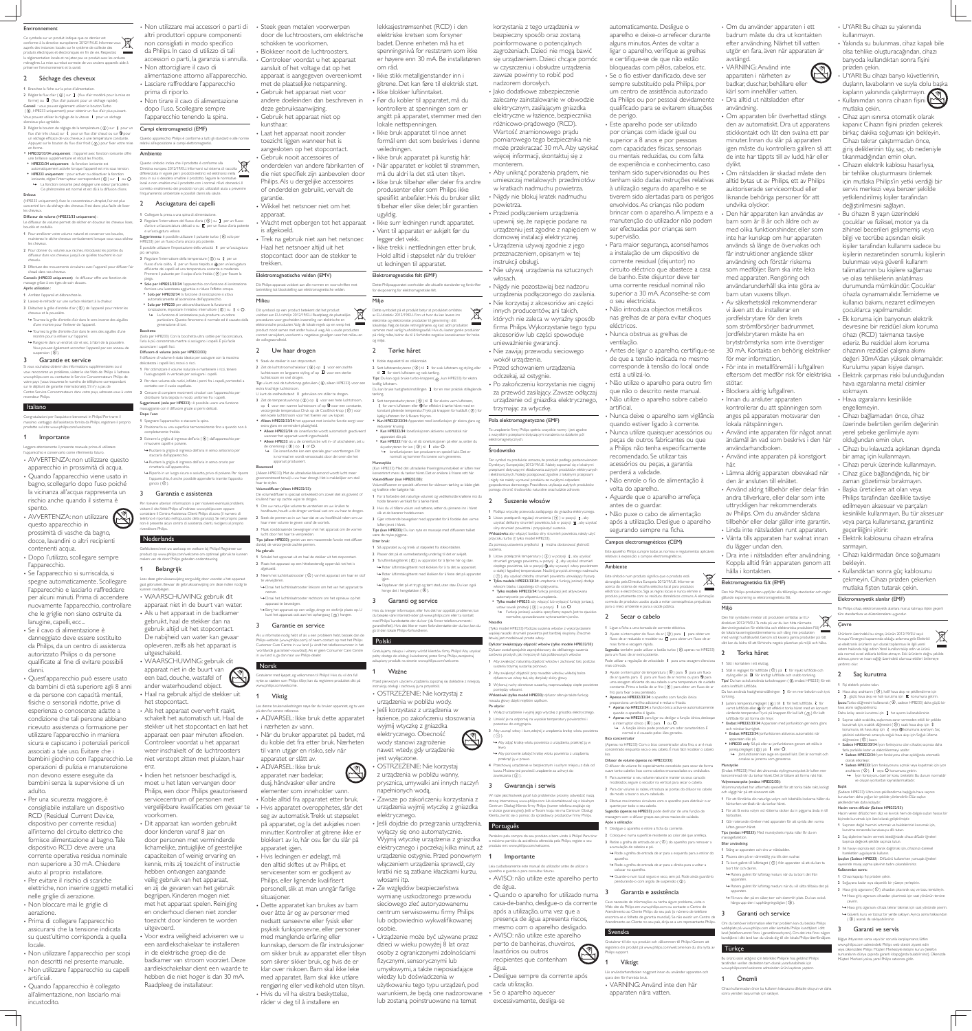### Environnement

Cet symbole sur un produit indique que ce dernier est conforme à la directive européenne 2012/19/UE. Informez-vous auprès des instances locales sur le système de collecte des produits électriques et électroniques en fin de vie. Respectez la réglementation locale et ne jetez pas ce produit avec les ordures ménagères. La mise au rebut correcte de vos anciens appareils aide à préserver l'environnement et la santé.

## 2 Séchage des cheveux

1 Branchez la fiche sur la prise d'alimentation.
2 Réglez le flux d'air sur (flux d'air modéré pour la mise en forme) ou (flux d'air puissant pour un séchage rapide).
Conseil : vous pouvez également utiliser le bouton Turbo (HP8232 uniquement) pour obtenir un flux d'air plus puissant. Vous pouvez utiliser le réglage de la vitesse pour un séchage silencieux plus agréable.
3 Réglez le bouton de réglage de la température sur pour un flux d'air très chaud, sur pour un flux d'air chaud ou sur pour un séchage efficace de vos cheveux à une température constante. Appuyez sur le bouton du flux d'air froid pour fixer votre mise en forme.
- HP8232/33/34 uniquement : l'appareil avec fonction ionisante offre une brillance supplémentaire et réduit les frisottis.
- HP8232/34 uniquement : la fonction ionisante est automatiquement activée lorsque l'appareil est mis sous tension.
- HP8233 uniquement : pour activer ou désactiver la fonction ionisante, réglez l'interrupteur correspondant sur ou.
→ La fonction ionisante peut dégager une odeur particulière. Ce phénomène est normal et est dû à la diffusion d'ions.

**Embout**
(HP8233 uniquement) Avec le concentrateur ultraplat l'air est plus concentré lors du séchage des cheveux. Il est donc plus facile de lisser les cheveux.

**Diffuseur de volume (HP8232/33 uniquement)**
Le diffuseur de volume permet de sécher en douceur les cheveux lisses, bouclés et ondulés.
1 Pour améliorer votre volume naturel et conserver vos boucles, maintenez le sèche-cheveux verticalement lorsque vous vous séchez les cheveux.
2 Pour donner du volume aux racines, introduisez les pointes du diffuseur dans vos cheveux jusqu'à ce qu'elles touchent le cuir chevelu.
3 Effectuez des mouvements circulaires avec l'appareil pour diffuser l'air chaud dans vos cheveux.
Conseil (HP8233 uniquement) : le diffuseur offre une fonction de massage grâce à ses tiges douces.
Après utilisation :
1 Arrêtez l'appareil et débranchez-le.
2 Laissez-le refroidir sur une surface résistant à la chaleur.
3 Détachez la grille d'entrée d'air de l'appareil pour retirer les cheveux et la poussière.
→ Tournez la grille d'entrée d'air dans le sens inverse des aiguilles d'une montre pour l'enlever de l'appareil.
→ Tournez la grille d'entrée d'air dans le sens des aiguilles d'une montre pour la refixer sur l'appareil.
4 Rangez-le dans un endroit sûr et sec, à l'abri de la poussière. Vous pouvez également accrocher l'appareil par son anneau de suspension.

## 3 Garantie et service

Si vous souhaitez obtenir des informations supplémentaires ou si vous rencontrez un problème, visitez le site Web de Philips à l'adresse www.philips.com ou contactez le Service Consommateurs Philips de votre pays (vous trouverez le numéro de téléphone correspondant sur le dépliant de garantie internationale). S'il n'y a pas de Centre Service Consommateurs dans votre pays, adressez-vous à votre revendeur Philips.

# Italiano

Congratulazioni per l'acquisto e benvenuti in Philips! Per trarre il massimo vantaggio dall'assistenza fornita da Philips, registrate il prodotto sul sito www.philips.com/welcome.

## 1 Importante

Leggere attentamente il presente manuale prima di utilizzare l'apparecchio e conservarlo come riferimento futuro.
- AVVERTENZA: non utilizzare questo apparecchio in prossimità di acqua.
- Quando l'apparecchio viene usato in bagno, scollegarlo dopo l'uso poiché la vicinanza all'acqua rappresenta un rischio anche quando il sistema è spento.
- AVVERTENZA: non utilizzare questo apparecchio in prossimità di vasche da bagno, docce, lavandini o altri recipienti contenenti acqua.
- Dopo l'utilizzo, scollegare sempre l'apparecchio.
- Se l'apparecchio si surriscalda, si spegne automaticamente. Scollegare l'apparecchio e lasciarlo raffreddare per alcuni minuti. Prima di accendere nuovamente l'apparecchio, controllare che le griglie non siano ostruite da lanugine, capelli, ecc...
- Se il cavo di alimentazione è danneggiato deve essere sostituito da Philips, da un centro di assistenza autorizzato Philips o da persone qualificate al fine di evitare possibili danni.
- Quest'apparecchio può essere usato da bambini di età superiore agli 8 anni e da persone con capacità mentali, fisiche o sensoriali ridotte, prive di esperienza o conoscenze adatte a condizione che tali persone abbiano ricevuto assistenza o formazione per utilizzare l'apparecchio in maniera sicura e capiscano i potenziali pericoli associati a tale uso. Evitare che i bambini giochino con l'apparecchio. Le operazioni di pulizia e manutenzione non devono essere eseguite da bambini senza la supervisione di un adulto.
- Per una sicurezza maggiore, è consigliabile installare un dispositivo RCD (Residual Current Device, dispositivo per corrente residua) all'interno del circuito elettrico che fornisce alimentazione al bagno. Tale dispositivo RCD deve avere una corrente operativa residua nominale non superiore a 30 mA. Chiedere aiuto al proprio installatore.
- Per evitare il rischio di scariche elettriche, non inserire oggetti metallici nelle griglie di aerazione.
- Non bloccare mai le griglie di aerazione.
- Prima di collegare l'apparecchio assicurarsi che la tensione indicata su quest'ultimo corrisponda a quella locale.
- Non utilizzare l'apparecchio per scopi non descritti nel presente manuale.
- Non utilizzare l'apparecchio su capelli artificiali.
- Quando l'apparecchio è collegato all'alimentazione, non lasciarlo mai incustodito.
- Non utilizzare mai accessori o parti di altri produttori oppure componenti non consigliati in modo specifico da Philips. In caso di utilizzo di tali accessori o parti, la garanzia si annulla.
- Non attorcigliare il cavo di alimentazione attorno all'apparecchio.
- Lasciare raffreddare l'apparecchio prima di riporlo.
- Non tirare il cavo di alimentazione dopo l'uso. Scollegare sempre l'apparecchio tenendo la spina.

### Campi elettromagnetici (EMF)

Questo apparecchio Philips è conforme a tutti gli standard e alle norme relativi all'esposizione a campi elettromagnetici.

### Ambiente

Questo simbolo indica che il prodotto è conforme alla Direttiva europea 2012/19/EU. Informarsi sul sistema di raccolta differenziata in vigore per i prodotti elettrici ed elettronici nella zona in cui si desidera smaltire il prodotto. Seguire le normative locali e non smaltire mai il prodotto con i normali rifiuti domestici. Il corretto smaltimento dei prodotti non più utilizzabili aiuta a prevenire l'inquinamento ambientale e possibili danni alla salute.

## 2 Asciugatura dei capelli

1 Collegare la presa a una spina di alimentazione.
2 Regolare l'interruttore del flusso d'aria su per un flusso d'aria delicato o su per un flusso d'aria potente e un'asciugatura veloce.
Suggerimento: è possibile utilizzare il pulsante turbo (solo per HP8232) per un flusso d'aria ancora più potente.
È possibile utilizzare l'impostazione della velocità per un'asciugatura più semplice.
3 Regolare l'interruttore della temperatura su per un flusso d'aria caldo, per un flusso tiepido, o per un'asciugatura efficiente dei capelli ad una temperatura costante e moderata. Premere il pulsante per il colpo d'aria freddo per fissare la piega.
- Solo per HP8232/33/34 l'apparecchio con funzione di ionizzazione fornisce una lucentezza aggiuntiva e riduce l'effetto crespo.
- Solo per HP8232/34 la funzione di ionizzazione si attiva automaticamente all'accensione dell'apparecchio.
- Solo per HP8233 per attivare/disattivare la funzione di ionizzazione, impostare il relativo interruttore su o.
→ La funzione di ionizzazione può produrre un odore particolare. Questo fenomeno è normale ed è causato dalla generazione di ioni.

**Bocchetta**
(Solo per HP8233) Con la bocchetta ultra sottile per l'acconciatura, l'aria è più concentrata mentre si asciugano i capelli. È più facile acconciare i capelli lisci.

**Diffusore di volume (solo per HP8232/33)**
Il diffusore di volume è stato ideato per asciugare con la massima delicatezza i capelli lisci, mossi o ricci.
1 Per enfatizzare il volume naturale e mantenere i ricci, tenere l'asciugacapelli in verticale per asciugare i capelli.
2 Per dare volume alle radici, infilare i perni fra i capelli portandoli a contatto con il cuoio capelluto.
3 Cercare di compiere movimenti circolari con l'apparecchio per distribuire l'aria tiepida in modo uniforme fra i capelli.
Suggerimento (solo per HP8233): il diffusore offre una funzione massaggiante grazie ai perni morbidi.
Dopo l'uso:
1 Spegnere l'apparecchio e staccare la spina.
2 Posizionarlo su una superficie termoresistente fino a quando non è completamente freddo.
3 Estrarre la griglia di ingresso dell'aria dall'apparecchio per rimuovere capelli e polvere.
→ Ruotare la griglia di ingresso dell'aria in senso antiorario per staccarla dall'apparecchio.
→ Ruotare la griglia di ingresso dell'aria in senso orario per rimetterla sull'apparecchio.
4 Riporre in un luogo sicuro e asciutto, privo di polvere. Per riporre l'apparecchio, è anche possibile appenderlo tramite l'apposito gancio.

## 3 Garanzia e assistenza

Per ricevere ulteriori informazioni o per risolvere eventuali problemi, visitare il sito Web Philips all'indirizzo www.philips.com oppure contattare il Centro Assistenza Clienti Philips di zona (il numero di telefono è riportato nell'opuscolo della garanzia). Se nel proprio paese non è presente alcun centro di assistenza clienti, rivolgersi al proprio rivenditore Philips.

# Nederlands

Gefeliciteerd met uw aankoop en welkom bij Philips! Registreer uw product op www.philips.com/welcome om optimaal gebruik te kunnen maken van de door Philips geboden ondersteuning.

## 1 Belangrijk

Lees deze gebruiksaanwijzing zorgvuldig door voordat u het apparaat gaat gebruiken. Bewaar de gebruiksaanwijzing om deze indien nodig te kunnen raadplegen.
- WAARSCHUWING: gebruik dit apparaat niet in de buurt van water.
- Als u het apparaat in de badkamer gebruikt, haal de stekker dan na gebruik altijd uit het stopcontact. De nabijheid van water kan gevaar opleveren, zelfs als het apparaat is uitgeschakeld.
- WAARSCHUWING: gebruik dit apparaat niet in de buurt van een bad, douche, wastafel of ander waterhoudend object.
- Haal na gebruik altijd de stekker uit het stopcontact.
- Als het apparaat oververhit raakt, schakelt het automatisch uit. Haal de stekker uit het stopcontact en laat het apparaat een paar minuten afkoelen. Controleer voordat u het apparaat weer inschakelt of de luchtroosters niet verstopt zitten met pluizen, haar enz.
- Indien het netsnoer beschadigd is, moet u het laten vervangen door Philips, een door Philips geautoriseerd servicecentrum of personen met vergelijkbare kwalificaties om gevaar te voorkomen.
- Dit apparaat kan worden gebruikt door kinderen vanaf 8 jaar en door personen met verminderde lichamelijke, zintuiglijke of geestelijke capaciteiten of weinig ervaring en kennis, mits zij toezicht of instructie hebben ontvangen aangaande veilig gebruik van het apparaat, en zij de gevaren van het gebruik begrijpen. Kinderen mogen niet met het apparaat spelen. Reiniging en onderhoud dienen niet zonder toezicht door kinderen te worden uitgevoerd.
- Voor extra veiligheid adviseren we u een aardlekschakelaar te installeren in de elektrische groep die de badkamer van stroom voorziet. Deze aardlekschakelaar dient een waarde te hebben die niet hoger is dan 30 mA. Raadpleeg de installateur.
- Steek geen metalen voorwerpen door de luchtroosters, om elektrische schokken te voorkomen.
- Blokkeer nooit de luchtroosters.
- Controleer voordat u het apparaat aansluit of het voltage dat op het apparaat is aangegeven overeenkomt met de plaatselijke netspanning.
- Gebruik het apparaat niet voor andere doeleinden dan beschreven in deze gebruiksaanwijzing.
- Gebruik het apparaat niet op kunsthaar.
- Laat het apparaat nooit zonder toezicht liggen wanneer het is aangesloten op het stopcontact.
- Gebruik nooit accessoires of onderdelen van andere fabrikanten of die niet specifiek zijn aanbevolen door Philips. Als u dergelijke accessoires of onderdelen gebruikt, vervalt de garantie.
- Wikkel het netsnoer niet om het apparaat.
- Wacht met opbergen tot het apparaat is afgekoeld.
- Trek na gebruik niet aan het netsnoer. Haal het netsnoer altijd uit het stopcontact door aan de stekker te trekken.

### Elektromagnetische velden (EMV)

Dit Philips-apparaat voldoet aan alle normen en voorschriften met betrekking tot blootstelling aan elektromagnetische velden.

### Milieu

Dit symbool op een product betekent dat het product voldoet aan EU-richtlijn 2012/19/EU. Raadpleeg de plaatselijke procedures voor gescheiden inzameling van elektrische en elektronische producten. Volg de lokale regels op en werp het product nooit samen met ander huisvuil weg. Als u oude producten correct verwijdert, voorkomt u negatieve gevolgen voor het milieu en de volksgezondheid.

## 2 Uw haar drogen

1 Steek de stekker in een stopcontact.
2 Zet de luchtstroomschakelaar op voor een zachte luchtstroom en langzame styling of op voor een sterke luchtstroom en snel drogen.
Tip: U kunt ook de turboknop gebruiken (alleen HP8232) voor een extra krachtige luchtstroom.
U kunt de snelheidsstand gebruiken om stiller te drogen.
3 Zet de temperatuurknop op voor een hete luchtstroom, op voor een warme luchtstroom of op voor een constante, verzorgende temperatuur. Druk op de Cool-shot-knop voor een koele luchtstroom voor het fixeren van uw kapsel.
- Alleen HP8232/33/34: het apparaat met ionische functie zorgt voor extra glans en minder pluizigheid.
- Alleen HP8232/34: de ionenfunctie wordt automatisch geactiveerd wanneer het apparaat wordt ingeschakeld.
- Alleen HP8233: als u de ionenfunctie wilt in- of uitschakelen, zet u de ionenknop op of.
→ De ionenfunctie kan een speciale geur voortbrengen. Dit is normaal en wordt veroorzaakt door de ionen die het apparaat produceert.

**Blaasmond**
(Alleen HP8233) Met de ultradunne blaasmond wordt lucht meer geconcentreerd terwijl u uw haar droogt. Het is makkelijker om steil haar te stylen.

**Volumediffuser (alleen HP8232/33)**
De volumediffuser is speciaal ontwikkeld om zowel steil als gekruld of krullend haar op zachte wijze te drogen.
1 Om uw natuurlijke volume te versterken en uw krullen te handhaven, houdt u de droger verticaal vast om uw haar te drogen.
2 Steek de pinnen zo in uw haar dat ze uw hoofdhuid raken om uw haar meer volume te geven vanaf de wortels.
3 Maak draaiende bewegingen met het apparaat om de warme lucht door het haar te verspreiden.
Tips (alleen HP8233): geniet van een masserende functie met diffuser dankzij de verzorgende zachte pinnen.
Na gebruik:
1 Schakel het apparaat uit en haal de stekker uit het stopcontact.
2 Plaats het apparaat op een hittebestendig oppervlak tot het is afgekoeld.
3 Neem het luchtinlaatrooster van het apparaat om haar en stof te verwijderen.
→ Draai het luchtinlaatrooster linksom om het van het apparaat te nemen.
→ Draai het luchtinlaatrooster rechtsom om het opnieuw op het apparaat te bevestigen.
4 Berg het apparaat op een veilige, droge en stofvrije plaats op. U kunt het apparaat ook aan het ophangoog hangen.

## 3 Garantie en service

Als u informatie nodig hebt of als u een probleem hebt, bezoek dan de Philips-website (www.philips.com) of neem contact op met het Philips Customer Care Centre in uw land (u vindt het telefoonnummer in het wereldwijde garantieboekje). Als er geen Consumer Care Centre in uw land is, ga dan naar uw Philips-dealer.

# Norsk

Gratulerer med kjøpet, og velkommen til Philips! Hvis du vil dra full nytte av støtten som Philips tilbyr, kan du registrere produktet ditt på www.philips.com/welcome.

## 1 Viktig

Les denne brukerveiledningen nøye før du bruker apparatet, og ta vare på den for senere referanse.
- ADVARSEL: Ikke bruk dette apparatet i nærheten av vann.
- Når du bruker apparatet på badet, må du koble det fra etter bruk. Nærheten til vann utgjør en risiko, selv når apparatet er slått av.
- ADVARSEL: Ikke bruk apparatet nær badekar, dusj, håndvasker eller andre elementer som inneholder vann.
- Koble alltid fra apparatet etter bruk.
- Hvis apparatet overopphetes, slår det seg av automatisk. Trekk ut støpselet på apparatet, og la det avkjøles noen minutter. Kontroller at gitrene ikke er blokkert av lo, hår osv. før du slår på apparatet igjen.
- Hvis ledningen er ødelagt, må den alltid skiftes ut av Philips, et servicesenter som er godkjent av Philips eller lignende kvalifisert personell, slik at man unngår farlige situasjoner.
- Dette apparatet kan brukes av barn over åtte år og av personer med nedsatt sanseevne eller fysisk eller psykisk funksjonsevne, eller personer med manglende erfaring eller kunnskap, dersom de får instruksjoner om sikker bruk av apparatet eller tilsyn som sikrer sikker bruk, og hvis de er klar over risikoen. Barn skal ikke leke med apparatet. Barn skal ikke utføre rengjøring eller vedlikehold uten tilsyn.
- Hvis du vil ha ekstra beskyttelse, råder vi deg til å installere en lekkasjestrømsenhet (RCD) i den elektriske kretsen som forsyner badet. Denne enheten må ha en spenningsnivå for reststrøm som ikke er høyere enn 30 mA. Be installatøren om råd.
- Ikke stikk metallgjenstander inn i gitrene. Det kan føre til elektrisk støt.
- Ikke blokker luftinntaket.
- Før du kobler til apparatet, må du kontrollere at spenningen som er angitt på apparatet, stemmer med den lokale nettspenningen.
- Ikke bruk apparatet til noe annet formål enn det som beskrives i denne veiledningen.
- Ikke bruk apparatet på kunstig hår.
- Når apparatet er koblet til strømmen, må du aldri la det stå uten tilsyn.
- Ikke bruk tilbehør eller deler fra andre produsenter eller som Philips ikke spesifikt anbefaler. Hvis du bruker slikt tilbehør eller slike deler, blir garantien ugyldig.
- Ikke surr ledningen rundt apparatet.
- Vent til apparatet er avkjølt før du legger det vekk.
- Ikke trekk i nettledningen etter bruk. Hold alltid i støpselet når du trekker ut ledningen til apparatet.

### Elektromagnetiske felt (EMF)

Dette Philips-apparatet overholder alle aktuelle standarder og forskrifter for eksponering for elektromagnetiske felt.

### Miljø

Dette symbolet på et produkt betyr at produktet omfattes av EU-direktiv 2012/19/EU. Finn ut hvor du kan levere inn elektriske og elektroniske produkter til gjenvinning i ditt lokalmiljø. Følg de lokale retningslinjene, og kast aldri produktet sammen med vanlig husholdningsavfall. Hvis du kaster gamle produkter på riktig måte, bidrar du til å forhindre negative konsekvenser for helse og miljø.

## 2 Tørke håret

1 Koble støpselet til en stikkontakt.
2 Sett luftstrømbryteren til for rask luftstrøm og styling eller for sterk luftstrøm og rask tørking.
Tips: Du kan også bruke turbo-knappen (kun HP8232) for ekstra kraftig luftstrøm.
Du kan bruke hastighetsinnstillingen for en mer praktisk stillegående tørking.
3 Sett temperaturbryteren til for ekstra varm luftstrøm, for varm luftstrøm eller for effektivt å tørke håret med en konstant pleiende temperatur. Trykk på knappen for kaldluft for kjølig luftstrøm for å fiksere frisyren.
- Kun HP8232/33/34: Apparatet med ionefunksjon gir ekstra glans og reduserer krusing.
- Kun HP8232/34: Ionefunksjonen aktiveres automatisk når apparatet slås på.
- Kun HP8233: Når du vil slå ionefunksjonen på eller av, setter du ionebryteren til eller.
→ Ionefunksjonen kan produsere en spesiell lukt. Dette er normalt og skyldes ionene som produseres.

**Munnstykke**
(Kun HP8233) Med det ultratynne fønemunnstykket er luften mer konsentrert mens du tørker håret. Det er enklere å frisere rett hår.

**Volumdiffuser (kun HP8232/33)**
Volumdiffuseren er spesielt utformet for skånsom tørking av både glatt og krøllete eller bølgete hår.
1 For å forbedre det naturlige volumet og vedlikeholde krøllene må du holde føneren vertikalt for å tørke håret.
2 Hvis du vil løfte volum ved røttene, setter du pinnene inn i håret slik at de berører hodebunnen.
3 Gjør roterende bevegelser med apparatet for å fordele den varme luften jevnt i håret.
Tips (kun HP8233): Du kan nyte en massasje med diffuseren takket være de myke piggene.
Etter bruk:
1 Slå apparatet av og trekk ut støpselet fra stikkontakten.
2 Plasser det på et varmebestandig underlag til det er avkjølt.
3 Ta luftinntaksgitteret av apparatet for å fjerne hår og støv.
→ Roter luftinntaksgitteret mot klokken for å ta det av apparatet.
→ Roter luftinntaksgitteret med klokken for å feste det på apparatet igjen.
→ Oppbevar det på et trygt og tørt sted uten støv. Du kan også henge det i hengeløkken.

## 3 Garanti og service

Hvis du trenger informasjon, eller hvis det har oppstått problemer, kan du besøke nettstedet til Philips på www.philips.com eller kontakte det lokale Philips-kundesenteret (du finner telefonnummeret i garantiheftet). Hvis det ikke finnes et kundesenter der du bor, kan du gå til den lokale Philips-forhandleren.

# Polski

Gratulujemy zakupu i witamy wśród klientów firmy Philips! Aby uzyskać pełny dostęp do obsługi świadczonej przez firmę Philips, zarejestruj swój produkt na stronie www.philips.com/welcome.

## 1 Ważne

Przed pierwszym użyciem urządzenia zapoznaj się dokładnie z niniejszą instrukcją obsługi i zachowaj ją na przyszłość.
- OSTRZEŻENIE: Nie korzystaj z urządzenia w pobliżu wody.
- Jeśli korzystasz z urządzenia w łazience, po zakończeniu stosowania wyjmij wtyczkę z gniazdka elektrycznego. Obecność wody stanowi zagrożenie nawet, wtedy, gdy urządzenie jest wyłączone.
- OSTRZEŻENIE: Nie korzystaj z urządzenia w pobliżu wanny, prysznica, umywalki ani innych naczyń napełnionych wodą.
- Zawsze po zakończeniu korzystania z urządzenia wyjmij wtyczkę z gniazdka elektrycznego.
- Jeśli dojdzie do przegrzania urządzenia, wyłączy się ono automatycznie. Wyjmij wtyczkę urządzenia z gniazdka elektrycznego i poczekaj kilka minut, aż urządzenie ostygnie. Przed ponownym włączeniem urządzenia sprawdź, czy kratki nie są zatkane kłaczkami kurzu, włosami itp.
- Ze względów bezpieczeństwa wymianę uszkodzonego przewodu sieciowego zleć autoryzowanemu centrum serwisowemu firmy Philips lub odpowiednio wykwalifikowanej osobie.
- Urządzenie może być używane przez dzieci w wieku powyżej 8 lat oraz osoby z ograniczonymi zdolnościami fizycznymi, sensorycznymi lub umysłowymi, a także nieposiadające wiedzy lub doświadczenia w użytkowaniu tego typu urządzeń, pod warunkiem, że będą one nadzorowane lub zostaną poinstruowane na temat korzystania z tego urządzenia w bezpieczny sposób oraz zostaną poinformowane o potencjalnych zagrożeniach. Dzieci nie mogą bawić się urządzeniem. Dzieci bez nadzoru nie powinny zajmować się czyszczeniem i obsługą urządzenia.
- Jako dodatkowe zabezpieczenie zalecamy zainstalowanie w obwodzie elektrycznym, zasilającym gniazdka elektryczne w łazience, bezpiecznika różnicowo-prądowego (RCD). Wartość znamionowego prądu pomiarowego tego bezpiecznika nie może przekraczać 30 mA. Aby uzyskać więcej informacji, skontaktuj się z monterem.
- Aby uniknąć porażenia prądem, nie umieszczaj metalowych przedmiotów w kratkach nadmuchu powietrza.
- Nigdy nie blokuj kratek nadmuchu powietrza.
- Przed podłączeniem urządzenia upewnij się, że napięcie podane na urządzeniu jest zgodne z napięciem w domowej instalacji elektrycznej.
- Urządzenia używaj zgodnie z jego przeznaczeniem, opisanym w tej instrukcji obsługi.
- Nie używaj urządzenia na sztucznych włosach.
- Nigdy nie pozostawiaj bez nadzoru urządzenia podłączonego do zasilania.
- Nie korzystaj z akcesoriów ani części innych producentów, ani takich, których nie zaleca w wyraźny sposób firma Philips. Wykorzystanie tego typu akcesoriów lub części spowoduje unieważnienie gwarancji.
- Nie zawijaj przewodu sieciowego wokół urządzenia.
- Przed schowaniem urządzenia odczekaj, aż ostygnie.
- Po zakończeniu korzystania nie ciągnij za przewód zasilający. Zawsze odłączaj urządzenie od gniazdka elektrycznego, trzymając za wtyczkę.

### Pola elektromagnetyczne (EMF)

To urządzenie firmy Philips spełnia wszystkie normy i przepisy dotyczące narażenia na działanie pól elektromagnetycznych.

### Środowisko

Ten symbol na produkcie oznacza, że produkt podlega postanowieniom Dyrektywy Europejskiej 2012/19/UE. Należy zapoznać się z lokalnymi przepisami dotyczącymi składowania zużytych produktów elektrycznych i elektronicznych. Należy postępować zgodnie z lokalnymi przepisami i nigdy nie należy wyrzucać produktu ze zwykłymi odpadami gospodarstwa domowego. Prawidłowa utylizacja zużytych produktów pomaga chronić środowisko naturalne oraz ludzkie zdrowie.

## 2 Suszenie włosów

1 Podłącz wtyczkę przewodu zasilającego do gniazdka elektrycznego.
2 Ustaw przełącznik regulacji strumienia w pozycji, aby uzyskać delikatny strumień powietrza, lub w pozycji, aby uzyskać silny strumień powietrza i przyspieszyć suszenie.
Wskazówka: aby włączyć bardziej silny strumień powietrza, należy użyć przycisku turbo (tylko model HP8232).
Za pomocą ustawienia prędkości można dostosować prędkość suszenia.
3 Ustaw przełącznik temperatury w pozycji, aby uzyskać strumień gorącego powietrza, w pozycji, aby uzyskać strumień ciepłego powietrza, lub w pozycji, aby wysuszyć włosy powietrzem o stałej, łagodnej temperaturze. Naciśnij przycisk zimnego nadmuchu, aby uzyskać chłodny strumień powietrza utrwalający fryzurę.
- Tylko modele HP8232/33/34: urządzenie z funkcją jonizacji dodaje włosom blasku i zapobiega ich puszeniu.
- Tylko modele HP8232/34: funkcja jonizacji jest aktywowana automatycznie po włączeniu urządzenia.
- Tylko model HP8233: aby włączyć lub wyłączyć funkcję jonizacji, ustaw suwak jonizacji w pozycji lub.
→ Funkcja jonizacji uwalnia specyficzny zapach. Jest to zjawisko normalne, spowodowane wytwarzaniem jonów.

**Nasadka**
(Tylko model HP8233) Podczas suszenia włosów z wykorzystaniem wąskiej nasadki strumień powietrza jest bardziej skupiony. Znacznie łatwiej jest modelować proste włosy.

**Dyfuzor zwiększający objętość włosów (tylko modele HP8232/33)**
Dyfuzor został specjalnie zaprojektowany do delikatnego suszenia włosów prostych, jak i kręconych lub pofalowanych włosów.
1 Aby podkreślić naturalną objętość włosów i zachować loki, podczas suszenia trzymaj suszarkę pionowo.
2 Aby zwiększyć objętość przy nasadzie włosów, wsuwaj kołki dyfuzora we włosy tak, aby dotykały skóry głowy.
3 Wykonuj ruchy obrotowe suszarką, rozprowadzając ciepłe powietrze pomiędzy włosami.
Wskazówki (tylko model HP8233): dyfuzor oferuje także funkcję masażu dzięki miękkim palcom.
Po użyciu:
1 Wyłącz urządzenie i wyjmij jego wtyczkę z gniazdka elektrycznego.
2 Umieść je na odpornej na wysokie temperatury powierzchni i poczekaj do ostygnięcia.
3 Aby usunąć włosy i kurz, zdejmij z urządzenia kratkę wlotu powietrza.
→ Aby zdjąć kratkę wlotu powietrza z urządzenia, przekręć ją w lewo.
→ Aby ponownie założyć kratkę wlotu powietrza na urządzenie, przekręć ją w prawo.
4 Przechowuj urządzenie w bezpiecznym i suchym miejscu z dala od kurzu. Możesz też powiesić urządzenie za uchwyt do zawieszania.

## 3 Gwarancja i serwis

W razie jakichkolwiek pytań lub problemów prosimy odwiedzić naszą stronę internetową www.philips.com lub skontaktować się z lokalnym Centrum Obsługi Klienta firmy Philips (numer telefonu znajduje się w ulotce gwarancyjnej). Jeśli w Twoim kraju nie ma Centrum Obsługi Klienta, zwróć się o pomoc do sprzedawcy produktów firmy Philips.

# Português

Parabéns pela compra e bem-vindo à Philips! Para tirar o máximo partido da assistência oferecida pela Philips, registe o seu produto em www.philips.com/welcome.

## 1 Importante

Leia cuidadosamente este manual do utilizador antes de utilizar o aparelho e guarde-o para uma eventual consulta futura.
- AVISO: não utilize este aparelho perto de água.
- Quando o aparelho for utilizado numa casa-de-banho, desligue-o da corrente após a utilização, uma vez que a presença de água apresenta riscos, mesmo com o aparelho desligado.
- AVISO: não utilize este aparelho perto de banheiras, chuveiros, lavatórios ou outros recipientes que contenham água.
- Desligue sempre da corrente após cada utilização.
- Se o aparelho aquecer excessivamente, desliga-se automaticamente. Desligue o aparelho e deixe-o arrefecer durante alguns minutos. Antes de voltar a ligar o aparelho, verifique as grelhas e certifique-se de que não estão bloqueadas com pêlos, cabelos, etc.
- Se o fio estiver danificado, deve ser sempre substituído pela Philips, por um centro de assistência autorizado da Philips ou por pessoal devidamente qualificado para se evitarem situações de perigo.
- Este aparelho pode ser utilizado por crianças com idade igual ou superior a 8 anos e por pessoas com capacidades físicas, sensoriais ou mentais reduzidas, ou com falta de experiência e conhecimento, caso tenham sido supervisionadas ou lhes tenham sido dadas instruções relativas à utilização segura do aparelho e se tiverem sido alertadas para os perigos envolvidos. As crianças não podem brincar com o aparelho. A limpeza e a manutenção do utilizador não podem ser efectuadas por crianças sem supervisão.
- Para maior segurança, aconselhamos a instalação de um dispositivo de corrente residual (disjuntor) no circuito eléctrico que abastece a casa de banho. Este disjuntor deve ter uma corrente residual nominal não superior a 30 mA. Aconselhe-se com o seu electricista.
- Não introduza objectos metálicos nas grelhas de ar para evitar choques eléctricos.
- Nunca obstrua as grelhas de ventilação.
- Antes de ligar o aparelho, certifique-se de que a tensão indicada no mesmo corresponde à tensão do local onde está a utilizá-lo.
- Não utilize o aparelho para outro fim que não o descrito neste manual.
- Não utilize o aparelho sobre cabelo artificial.
- Nunca deixe o aparelho sem vigilância quando estiver ligado à corrente.
- Nunca utilize quaisquer acessórios ou peças de outros fabricantes ou que a Philips não tenha especificamente recomendado. Se utilizar tais acessórios ou peças, a garantia perderá a validade.
- Não enrole o fio de alimentação à volta do aparelho.
- Aguarde que o aparelho arrefeça antes de o guardar.
- Não puxe o cabo de alimentação após a utilização. Desligue o aparelho segurando sempre na ficha.

### Campos electromagnéticos (CEM)

Este aparelho Philips cumpre todas as normas e regulamentos aplicáveis relativos à exposição a campos electromagnéticos.

### Ambiente

Este símbolo num produto significa que o produto está abrangido pela Directiva Europeia 2012/19/UE. Informe-se acerca do sistema de recolha selectiva local para produtos eléctricos e electrónicos. Siga as regras locais e nunca elimine o produto juntamente com os resíduos domésticos comuns. A eliminação correcta de produtos usados ajuda a evitar consequências prejudiciais para o meio ambiente e a saúde pública.

## 2 Secar o cabelo

1 Ligue a ficha a uma tomada de corrente eléctrica.
2 Ajuste o interruptor do fluxo de ar para para obter um fluxo de ar reduzido e modelar, ou para obter um fluxo de ar mais forte e secagem rápida.
Sugestão: também pode utilizar o botão turbo (apenas no HP8232) para um fluxo de ar extra potente.
Pode utilizar a regulação de velocidade para uma secagem silenciosa mais cómoda.
3 Ajuste o interruptor de temperatura para para um fluxo de ar quente, para para um fluxo de ar morno ou para para uma secagem eficiente do seu cabelo a uma temperatura de cuidado constante. Prima o botão de ar frio para obter um fluxo de ar frio para fixar o seu penteado.
- Apenas no HP8232/33/34: o aparelho com a função iónica proporciona um brilho adicional e reduz o frisado.
- Apenas no HP8232/34: a função iónica é activada automaticamente quando o aparelho é ligado.
- Apenas no HP8233: para ligar ou desligar a função iónica, desloque o interruptor iónico para ou.
→ A função iónica pode produzir um odor característico. É normal e é causado pelos iões gerados.

**Bico concentrador**
(Apenas no HP8233) Com o bico concentrador ultra fino, o ar é mais concentrado enquanto seca o seu cabelo. É mais fácil modelar o cabelo liso.

**Difusor de volume (apenas no HP8232/33)**
O difusor de volume foi especialmente concebido para secar de forma suave tanto cabelos lisos como cabelos encaracolados ou ondulados.
1 Para aumentar o seu volume natural e manter os seus caracóis modelados, segure o secador na vertical para secar o cabelo.
2 Para dar volume às raízes, introduza as pontas do difusor no cabelo de modo a tocar o couro cabeludo.
3 Efectue movimentos circulares com o aparelho para distribuir o ar quente por todo o seu cabelo.
Sugestão (apenas no HP8233): pode desfrutar de uma função de massagem com o difusor graças aos pinos macios de cuidado.
Após a utilização:
1 Desligue o aparelho e retire a ficha da corrente.
2 Coloque-o numa superfície resistente ao calor até que arrefeça.
3 Retire a grelha de entrada de ar do aparelho para remover a acumulação de cabelos e pó.
→ Rode a grelha de entrada de ar para a esquerda para a retirar do aparelho.
→ Rode a grelha de entrada de ar para a direita para a voltar a colocar no aparelho.
→ Guarde-o num local seguro e seco, sem pó. Pode também guardá-lo pendurando-o com a argola de suspensão.

## 3 Garantia e assistência

Caso necessite de informações ou tenha algum problema, visite o Web site da Philips em www.philips.com ou contacte o Centro de Atendimento ao Cliente Philips do seu país (o número de telefone encontra-se no folheto da garantia mundial). Se não existir um Centro de Atendimento ao Cliente no seu país, dirija-se a um representante Philips.

# Svenska

Gratulerar till ditt köp och välkommen till Philips! Genom att registrera din produkt på www.philips.com/welcome kan du dra nytta av Philips support.

## 1 Viktigt

Läs användarhandboken noggrant innan du använder apparaten och spara den för framtida bruk.
- VARNING: Använd inte den här apparaten nära vatten.
- Om du använder apparaten i ett badrum måste du dra ut kontakten efter användning. Närhet till vatten utgör en fara, även när apparaten är avstängd.
- VARNING: Använd inte apparaten i närheten av badkar, duschar, behållare eller kärl som innehåller vatten.
- Dra alltid ut nätsladden efter användning.
- Om apparaten blir överhettad stängs den av automatiskt. Dra ut apparatens stickkontakt och låt den svalna ett par minuter. Innan du slår på apparaten igen måste du kontrollera gallren så att de inte har täppts till av ludd, hår eller dylikt.
- Om nätsladden är skadad måste den alltid bytas ut av Philips, ett av Philips auktoriserade serviceombud eller liknande behöriga personer för att undvika olyckor.
- Den här apparaten kan användas av barn som är 8 år och äldre och av personer med olika funktionshinder, eller som inte har kunskap om hur apparaten används så länge de övervakas och instrueras angående säker användning och förstår riskerna som medföljer. Barn ska inte leka med apparaten. Rengöring och användarunderhåll ska inte göras av barn utan vuxens tillsyn.
- Av säkerhetsskäl rekommenderar vi även att du installerar en jordfelsbrytare för den krets som strömförsörjer badrummet. Jordfelsbrytaren måste ha en brytströmstyrka som inte överstiger 30 mA. Kontakta en behörig elektriker för mer information.
- För inte in metallföremål i luftgallren eftersom det medför risk för elektriska stötar.
- Blockera aldrig luftgallren.
- Innan du ansluter apparaten kontrollerar du att spänningen som anges på apparaten motsvarar den lokala nätspänningen.
- Använd inte apparaten för något annat ändamål än vad som beskrivs i den här användarhandboken.
- Använd inte apparaten på konstgjort hår.
- Lämna aldrig apparaten obevakad när den är ansluten till elnätet.
- Använd aldrig tillbehör eller delar från andra tillverkare, eller delar som inte uttryckligen har rekommenderats av Philips. Om du använder sådana tillbehör eller delar gäller inte garantin.
- Linda inte nätsladden runt apparaten.
- Vänta tills apparaten har svalnat innan du lägger undan den.
- Dra inte i nätsladden efter användning. Koppla alltid från apparaten genom att hålla i kontakten.

### Elektromagnetiska fält (EMF)

Den här Philips-produkten uppfyller alla tillämpliga standarder och regler gällande exponering av elektromagnetiska fält.

### Miljö

Den här symbolen innebär att produkten omfattas av EU-direktivet 2012/19/EU. Ta reda på var du kan hitta närmaste återvinningsstation för elektriska och elektroniska produkter. Följ de lokala kasseringsreglerna och släng inte produkten med vanligt hushållsavfall. Genom att kassera gamla produkter på rätt sätt kan du bidra till att förhindra negativ påverkan på miljö och hälsa.

## 2 Torka håret

1 Sätt i kontakten i ett eluttag.
2 Ställ in reglaget för luftflöde på för mjukt luftflöde och styling eller på för kraftigt luftflöde och snabb torkning.
Tips: Du kan också använda turboknappen (endast HP8232) för ett extra kraftfullt luftflöde.
Du kan använda hastighetsinställningen för en mer bekväm och tyst torkning.
3 Justera temperaturreglaget till för hett luftflöde, för varmt luftflöde eller för att effektivt torka håret med en konstant vårdande temperatur. Tryck på knappen för kall luft för kyligt luftflöde för att fixera frisyren.
- Endast HP8232/33/34: Apparaten med jonfunktion ger extra glans och minskar krulligheten.
- Endast HP8232/34: Jonfunktionen aktiveras automatiskt när apparaten slås på.
- Endast HP8233: Om du vill aktivera eller inaktivera jonfunktionen ställer du jonomkopplaren på eller.
→ Jonfunktionen kan avge en speciell lukt. Det är normalt och orsakas av jonerna som genereras.

**Munstycke**
(Endast HP8233) Med det ultrasmala stylingmunstycket är luften mer koncentrerad när du torkar håret. Det är lättare att forma rakt hår.

**Volymmunstycket (endast HP8232/33)**
Volymmunstycket har utformats speciellt för att torka både rakt, lockigt och vågigt hår på ett skonsamt sätt.
1 För att förstärka din naturliga volym och bibehålla lockarna håller du hårtorken vertikalt när du torkar håret.
2 För att få extra volym vid rötterna sticker du in piggarna ända in till hårbotten.
3 Gör roterande rörelser med apparaten för att sprida den varma luften genom håret.
Tips (endast HP8233): Med munstyckets mjuka stavar får du en massagefunktion.
Efter användning:
1 Stäng av apparaten och dra ur nätsladden.
2 Placera den på en värmetålig yta tills den svalnat.
3 Ta bort gallret för luftintaget från apparaten så att du kan ta bort hår och damm.
→ Rotera gallret för luftintag moturs när du tar bort det från apparaten.
→ Rotera gallret för luftintag medurs när du vill sätta tillbaka det på apparaten.
→ Förvara den på en säker, torr och dammfri plats. Du kan också hänga upp den i upphängningsöglan.

## 3 Garanti och service

Om du behöver information eller har problem kan du besöka Philips webbplats på www.philips.com eller kontakta Philips kundtjänst i ditt land (telefonnummer finns i garantibroschyren). Om det inte finns någon kundtjänst i ditt land kan du vända dig till din lokala Philips-återförsäljare.

# Türkçe

Bu ürünü satın aldığınız için tebrikler, Philips'e hoş geldiniz! Philips tarafından verilen destekten tam olarak yararlanabilmek için ürününüzü www.philips.com/welcome adresinden kaydettirin.

## 1 Önemli

Cihazı kullanmadan önce bu kullanım kılavuzunu dikkatle okuyun ve daha sonra yeniden başvurmak için saklayın.
- UYARI: Bu cihazı su yakınında kullanmayın.
- Yakında su bulunması, cihaz kapalı bile olsa tehlike oluşturacağından, cihazı banyoda kullandıktan sonra fişini prizden çekin.
- UYARI: Bu cihazı banyo küvetlerinin, duşların, lavaboların ve suyla dolu başka kapların yakınında çalıştırmayın.
- Kullanımdan sonra cihazın fişini mutlaka çekin.
- Cihaz aşırı ısınırsa otomatik olarak kapanır. Cihazın fişini prizden çekerek birkaç dakika soğuması için bekleyin. Cihazı tekrar çalıştırmadan önce, giriş deliklerinin tüy, saç, vb nedeniyle tıkanmadığından emin olun.
- Cihazın elektrik kablosu hasarlıysa, bir tehlike oluşturmasını önlemek için mutlaka Philips'in yetki verdiği bir servis merkezi veya benzer şekilde yetkilendirilmiş kişiler tarafından değiştirilmesini sağlayın.
- Bu cihazın 8 yaşın üzerindeki çocuklar ve fiziksel, motor ya da zihinsel becerileri gelişmemiş veya bilgi ve tecrübe açısından eksik kişiler tarafından kullanımı sadece bu kişilerin nezaretinden sorumlu kişilerin bulunması veya güvenli kullanım talimatlarının bu kişilere sağlanması ve olası tehlikelerin anlatılması durumunda mümkündür. Çocuklar cihazla oynamamalıdır. Temizleme ve kullanıcı bakımı, nezaret edilmeyen çocuklarca yapılmamalıdır.
- Ek koruma için banyonun elektrik devresine bir rezidüel akım koruma cihazı (RCD) takmanızı tavsiye ederiz. Bu rezidüel akım koruma cihazının rezidüel çalışma akımı değeri 30mA'dan yüksek olmamalıdır. Kurulumu yapan kişiye danışın.
- Elektrik çarpması riski bulunduğundan hava ızgaralarına metal cisimler sokmayın.
- Hava ızgaralarını kesinlikle engellemeyin.
- Cihazı bağlamadan önce, cihaz üzerinde belirtilen gerilim değerinin yerel şebeke gerilimiyle aynı olduğundan emin olun.
- Cihazı bu kılavuzda açıklanan dışında bir amaç için kullanmayın.
- Cihazı peruk üzerinde kullanmayın.
- Cihaz güce bağlandığında, hiç bir zaman gözetimsiz bırakmayın.
- Başka üreticilere ait olan veya Philips tarafından özellikle tavsiye edilmeyen aksesuar ve parçaları kesinlikle kullanmayın. Bu tür aksesuar veya parça kullanırsanız, garantiniz geçersiz hale gelir.
- Elektrik kablosunu cihazın etrafına sarmayın.
- Cihazı kaldırmadan önce soğumasını bekleyin.
- Kullandıktan sonra güç kablosunu çekmeyin. Cihazı fişinden çekerek mutlaka fişten tutarak çekin.

### Elektromanyetik alanlar (EMF)

Bu Philips cihazı, elektromanyetik alanlara maruz kalmaya ilişkin geçerli tüm standartlara ve düzenlemelere uygundur.

### Çevre

Ürününüzün üzerindeki bu simge, ürünün 2012/19/EU sayılı Avrupa Yönergesi kapsamında olduğu anlamına gelir. Elektrikli ve elektronik ürünlerin ayrı toplanması ile ilgili yerel sistem hakkında bilgi edinin. Yerel kurallara uygun olarak hareket edin ve eski ürünlerinizi normal evsel atıklarla birlikte atmayın. Eski ürünlerin doğru şekilde atılması, çevre ve insan sağlığı üzerindeki olumsuz etkilerin önlenmesine yardımcı olur.

## 2 Saç kurutma

1 Fişi elektrik prizine takın.
2 Hava akış anahtarını hafif hava akışı ve şekillendirme için, güçlü hava akışı ve hızlı kurutma için konumuna getirin.
İpucu: Turbo düğmesini kullanarak (sadece HP8232) daha güçlü bir hava akımı sağlayabilirsiniz.
Daha sessiz kurutma için hız ayarını kullanabilirsiniz.
3 Sıcaklık ayar anahtarını sıcak hava akışı için, ılık hava akışı için, sabit ve koruyucu bir sıcaklıkta saçlarınızı etkili şekilde kurutmak için konumuna getirin. Saç şeklini sabitlemek için soğuk hava düğmesine basın.
- Sadece HP8232/33/34: İyon fonksiyonu olan cihaz saçınıza daha fazla parlaklık verir ve elektriklenmeyi azaltır.
- Sadece HP8232/34: İyon fonksiyonu, cihaz açıldığında otomatik olarak etkinleşir.
- Sadece HP8233: İyon fonksiyonunu açmak veya kapatmak için iyon anahtarını veya konumuna getirin.
→ İyon fonksiyonu özel bir koku üretebilir. Bu durum normaldir ve oluşan iyonlardan kaynaklanmaktadır.

**Başlık**
(Sadece HP8233) Ultra ince şekillendirme başlığıyla hava saçınızı kuruturken daha yoğun bir şekilde yönlendirilir. Düz saçları şekillendirmek daha kolaydır.

**Hacim veren difüzör (Sadece HP8232/33)**
Hacim veren difüzör hem düz ve kıvırcık hem de dalgalı saçları hassas bir biçimde kurutmak için özel olarak geliştirilmiştir.
1 Saçınızın doğal hacmini artırmak ve bukleleri korumak için kurutma esnasında kurutucuyu dik tutun.
2 Saç diplerine hacim vermek istediğinizde cihazı difüzör çubukları başınıza değecek şekilde saçınıza tutun.
3 Ilık havayı saçınıza eşit olarak dağıtmak için, cihazınızı dairesel hareketler yapacak şekilde hareket ettirin.
İpuçları (Sadece HP8233): Difüzörü kullanırken yumuşak çubuklar sayesinde masaj yapma işlevinin tadını çıkarabilirsiniz.
Kullanımdan sonra:
1 Cihazı kapatıp fişi prizden çekin.
2 Soğuyana kadar ısıya dayanıklı bir yüzeye yerleştirin.
3 Hava giriş ızgarasını cihazdan çıkarıp saç ve tozu temizleyin.
→ Hava giriş ızgarasını cihazdan çıkarmak için saat yönünün tersine çevirin.
→ Hava giriş ızgarasını cihaza tekrar takmak için saat yönünde çevirin.
→ Güvenli, kuru ve tozsuz bir yerde saklayın. Ayrıca asma halkasından asarak da saklayabilirsiniz.

## 3 Garanti ve servis

Bilgiye ihtiyacınız varsa veya bir sorunla karşılaşırsanız, lütfen www.philips.com adresindeki Philips web sitesini ziyaret edin veya ülkenizdeki Philips Müşteri Merkeziyle iletişim kurun (telefon numarasını dünya çapında garanti kitapçığında bulabilirsiniz). Ülkenizde Müşteri Merkezi yoksa, yerel Philips satıcınıza gidin.